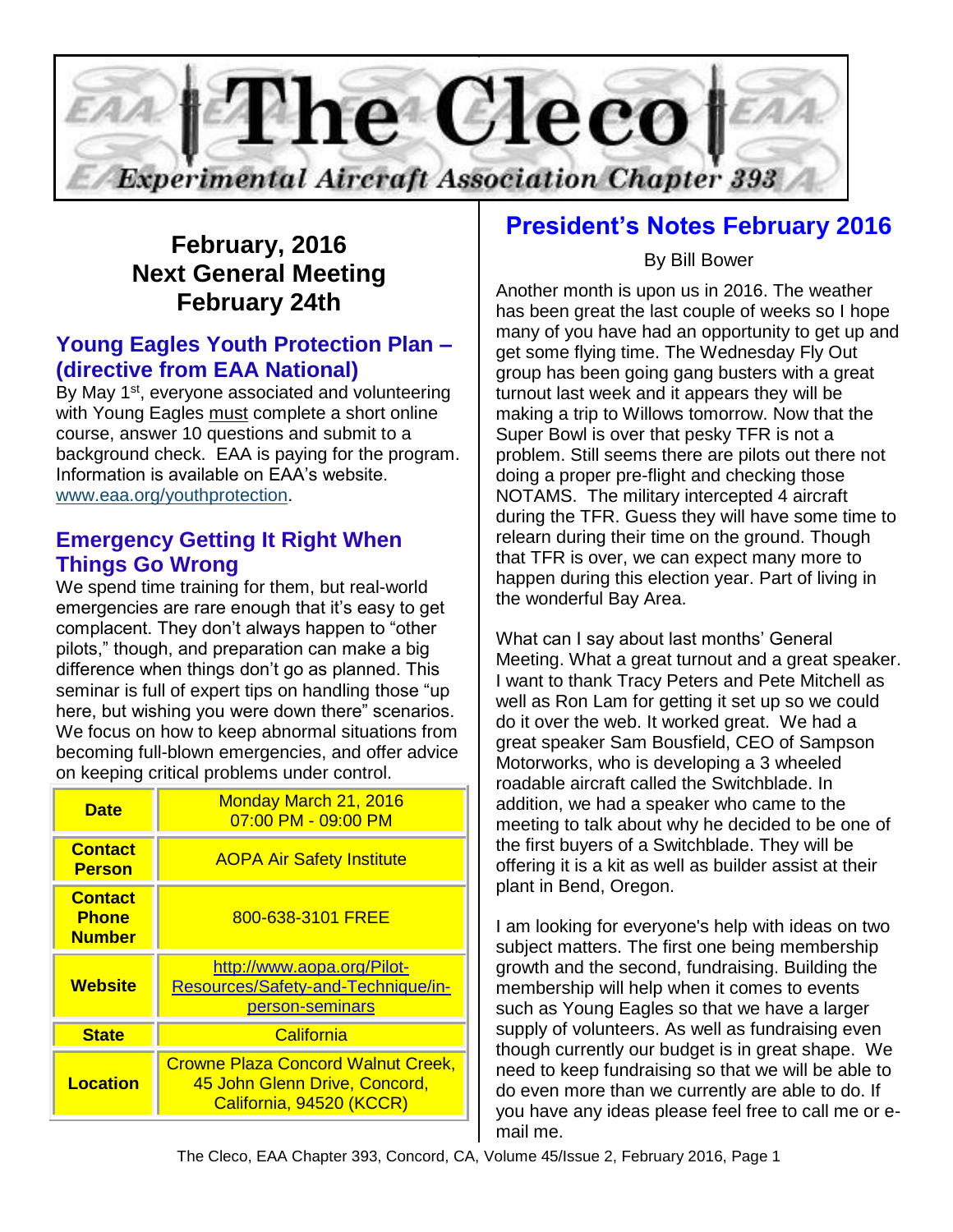# The Cleco

*Experimental Aircraft Association Chapter 393*

## February, 2016
## Next General Meeting
## February 24th

### Young Eagles Youth Protection Plan – (directive from EAA National)

By May 1st, everyone associated and volunteering with Young Eagles must complete a short online course, answer 10 questions and submit to a background check. EAA is paying for the program. Information is available on EAA's website. www.eaa.org/youthprotection.

### Emergency Getting It Right When Things Go Wrong

We spend time training for them, but real-world emergencies are rare enough that it's easy to get complacent. They don't always happen to "other pilots," though, and preparation can make a big difference when things don't go as planned. This seminar is full of expert tips on handling those "up here, but wishing you were down there" scenarios. We focus on how to keep abnormal situations from becoming full-blown emergencies, and offer advice on keeping critical problems under control.

| | |
|---|---|
| **Date** | Monday March 21, 2016<br>07:00 PM - 09:00 PM |
| **Contact Person** | AOPA Air Safety Institute |
| **Contact Phone Number** | 800-638-3101 FREE |
| **Website** | http://www.aopa.org/Pilot-Resources/Safety-and-Technique/in-person-seminars |
| **State** | California |
| **Location** | Crowne Plaza Concord Walnut Creek, 45 John Glenn Drive, Concord, California, 94520 (KCCR) |

## President's Notes February 2016

By Bill Bower

Another month is upon us in 2016. The weather has been great the last couple of weeks so I hope many of you have had an opportunity to get up and get some flying time. The Wednesday Fly Out group has been going gang busters with a great turnout last week and it appears they will be making a trip to Willows tomorrow. Now that the Super Bowl is over that pesky TFR is not a problem. Still seems there are pilots out there not doing a proper pre-flight and checking those NOTAMS. The military intercepted 4 aircraft during the TFR. Guess they will have some time to relearn during their time on the ground. Though that TFR is over, we can expect many more to happen during this election year. Part of living in the wonderful Bay Area.

What can I say about last months' General Meeting. What a great turnout and a great speaker. I want to thank Tracy Peters and Pete Mitchell as well as Ron Lam for getting it set up so we could do it over the web. It worked great. We had a great speaker Sam Bousfield, CEO of Sampson Motorworks, who is developing a 3 wheeled roadable aircraft called the Switchblade. In addition, we had a speaker who came to the meeting to talk about why he decided to be one of the first buyers of a Switchblade. They will be offering it is a kit as well as builder assist at their plant in Bend, Oregon.

I am looking for everyone's help with ideas on two subject matters. The first one being membership growth and the second, fundraising. Building the membership will help when it comes to events such as Young Eagles so that we have a larger supply of volunteers. As well as fundraising even though currently our budget is in great shape. We need to keep fundraising so that we will be able to do even more than we currently are able to do. If you have any ideas please feel free to call me or e-mail me.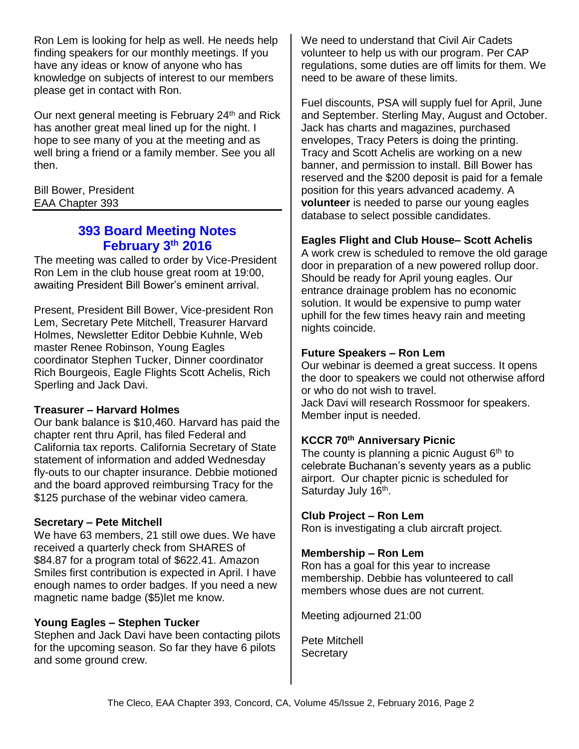Ron Lem is looking for help as well. He needs help finding speakers for our monthly meetings. If you have any ideas or know of anyone who has knowledge on subjects of interest to our members please get in contact with Ron.

Our next general meeting is February 24th and Rick has another great meal lined up for the night. I hope to see many of you at the meeting and as well bring a friend or a family member. See you all then.

Bill Bower, President
EAA Chapter 393

## 393 Board Meeting Notes February 3th 2016

The meeting was called to order by Vice-President Ron Lem in the club house great room at 19:00, awaiting President Bill Bower's eminent arrival.

Present, President Bill Bower, Vice-president Ron Lem, Secretary Pete Mitchell, Treasurer Harvard Holmes, Newsletter Editor Debbie Kuhnle, Web master Renee Robinson, Young Eagles coordinator Stephen Tucker, Dinner coordinator Rich Bourgeois, Eagle Flights Scott Achelis, Rich Sperling and Jack Davi.

**Treasurer – Harvard Holmes**
Our bank balance is $10,460. Harvard has paid the chapter rent thru April, has filed Federal and California tax reports. California Secretary of State statement of information and added Wednesday fly-outs to our chapter insurance. Debbie motioned and the board approved reimbursing Tracy for the $125 purchase of the webinar video camera.

**Secretary – Pete Mitchell**
We have 63 members, 21 still owe dues. We have received a quarterly check from SHARES of $84.87 for a program total of $622.41. Amazon Smiles first contribution is expected in April. I have enough names to order badges. If you need a new magnetic name badge ($5)let me know.

**Young Eagles – Stephen Tucker**
Stephen and Jack Davi have been contacting pilots for the upcoming season. So far they have 6 pilots and some ground crew.

We need to understand that Civil Air Cadets volunteer to help us with our program. Per CAP regulations, some duties are off limits for them. We need to be aware of these limits.

Fuel discounts, PSA will supply fuel for April, June and September. Sterling May, August and October. Jack has charts and magazines, purchased envelopes, Tracy Peters is doing the printing. Tracy and Scott Achelis are working on a new banner, and permission to install. Bill Bower has reserved and the $200 deposit is paid for a female position for this years advanced academy. A **volunteer** is needed to parse our young eagles database to select possible candidates.

**Eagles Flight and Club House– Scott Achelis**
A work crew is scheduled to remove the old garage door in preparation of a new powered rollup door. Should be ready for April young eagles. Our entrance drainage problem has no economic solution. It would be expensive to pump water uphill for the few times heavy rain and meeting nights coincide.

**Future Speakers – Ron Lem**
Our webinar is deemed a great success. It opens the door to speakers we could not otherwise afford or who do not wish to travel.
Jack Davi will research Rossmoor for speakers. Member input is needed.

**KCCR 70th Anniversary Picnic**
The county is planning a picnic August 6th to celebrate Buchanan's seventy years as a public airport. Our chapter picnic is scheduled for Saturday July 16th.

**Club Project – Ron Lem**
Ron is investigating a club aircraft project.

**Membership – Ron Lem**
Ron has a goal for this year to increase membership. Debbie has volunteered to call members whose dues are not current.

Meeting adjourned 21:00

Pete Mitchell
Secretary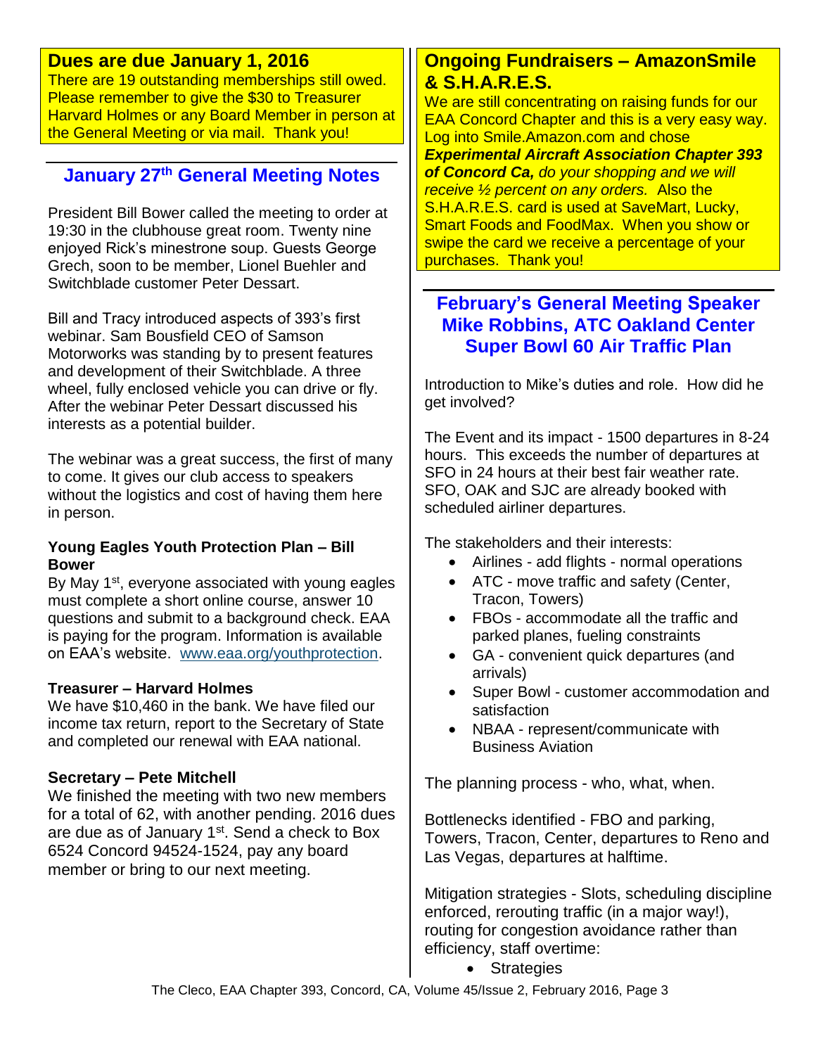## Dues are due January 1, 2016

There are 19 outstanding memberships still owed. Please remember to give the $30 to Treasurer Harvard Holmes or any Board Member in person at the General Meeting or via mail. Thank you!

## January 27th General Meeting Notes

President Bill Bower called the meeting to order at 19:30 in the clubhouse great room. Twenty nine enjoyed Rick's minestrone soup. Guests George Grech, soon to be member, Lionel Buehler and Switchblade customer Peter Dessart.

Bill and Tracy introduced aspects of 393's first webinar. Sam Bousfield CEO of Samson Motorworks was standing by to present features and development of their Switchblade. A three wheel, fully enclosed vehicle you can drive or fly. After the webinar Peter Dessart discussed his interests as a potential builder.

The webinar was a great success, the first of many to come. It gives our club access to speakers without the logistics and cost of having them here in person.

**Young Eagles Youth Protection Plan – Bill Bower**

By May 1st, everyone associated with young eagles must complete a short online course, answer 10 questions and submit to a background check. EAA is paying for the program. Information is available on EAA's website. www.eaa.org/youthprotection.

**Treasurer – Harvard Holmes**

We have $10,460 in the bank. We have filed our income tax return, report to the Secretary of State and completed our renewal with EAA national.

**Secretary – Pete Mitchell**

We finished the meeting with two new members for a total of 62, with another pending. 2016 dues are due as of January 1st. Send a check to Box 6524 Concord 94524-1524, pay any board member or bring to our next meeting.

## Ongoing Fundraisers – AmazonSmile & S.H.A.R.E.S.

We are still concentrating on raising funds for our EAA Concord Chapter and this is a very easy way. Log into Smile.Amazon.com and chose ***Experimental Aircraft Association Chapter 393 of Concord Ca,*** *do your shopping and we will receive ½ percent on any orders.* Also the S.H.A.R.E.S. card is used at SaveMart, Lucky, Smart Foods and FoodMax. When you show or swipe the card we receive a percentage of your purchases. Thank you!

## February's General Meeting Speaker Mike Robbins, ATC Oakland Center Super Bowl 60 Air Traffic Plan

Introduction to Mike's duties and role. How did he get involved?

The Event and its impact - 1500 departures in 8-24 hours. This exceeds the number of departures at SFO in 24 hours at their best fair weather rate. SFO, OAK and SJC are already booked with scheduled airliner departures.

The stakeholders and their interests:

- Airlines - add flights - normal operations
- ATC - move traffic and safety (Center, Tracon, Towers)
- FBOs - accommodate all the traffic and parked planes, fueling constraints
- GA - convenient quick departures (and arrivals)
- Super Bowl - customer accommodation and satisfaction
- NBAA - represent/communicate with Business Aviation

The planning process - who, what, when.

Bottlenecks identified - FBO and parking, Towers, Tracon, Center, departures to Reno and Las Vegas, departures at halftime.

Mitigation strategies - Slots, scheduling discipline enforced, rerouting traffic (in a major way!), routing for congestion avoidance rather than efficiency, staff overtime:

- Strategies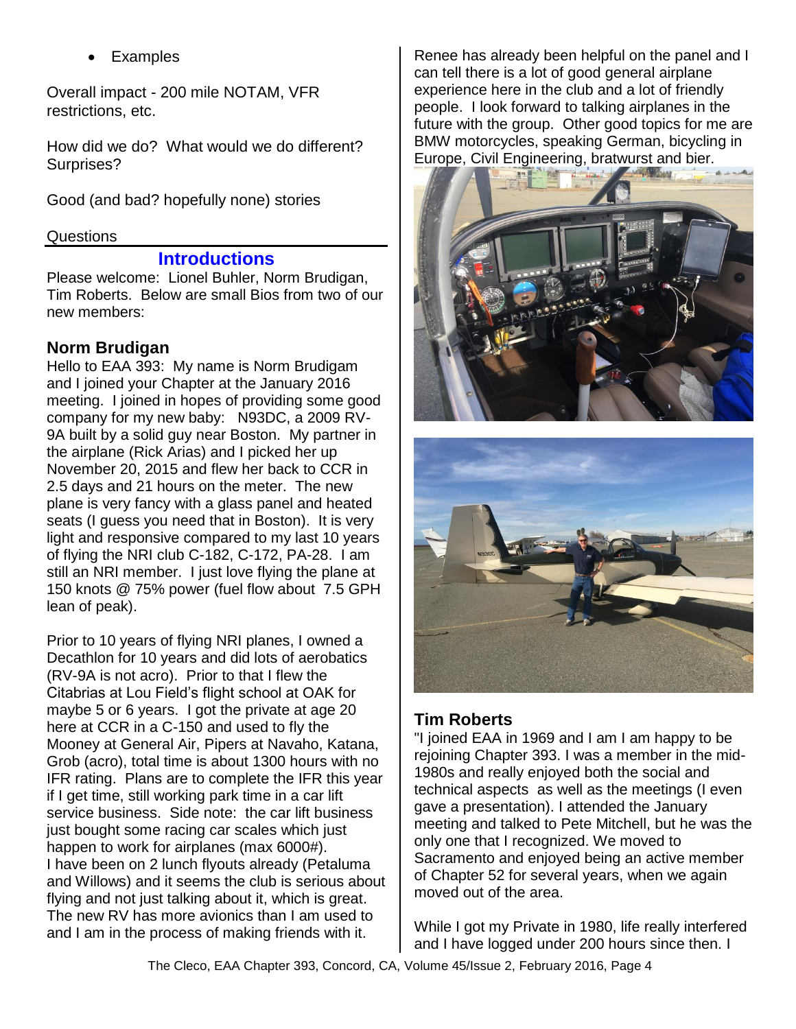- Examples

Overall impact - 200 mile NOTAM, VFR restrictions, etc.

How did we do? What would we do different? Surprises?

Good (and bad? hopefully none) stories

Questions

## Introductions

Please welcome: Lionel Buhler, Norm Brudigan, Tim Roberts. Below are small Bios from two of our new members:

### Norm Brudigan

Hello to EAA 393: My name is Norm Brudigam and I joined your Chapter at the January 2016 meeting. I joined in hopes of providing some good company for my new baby: N93DC, a 2009 RV-9A built by a solid guy near Boston. My partner in the airplane (Rick Arias) and I picked her up November 20, 2015 and flew her back to CCR in 2.5 days and 21 hours on the meter. The new plane is very fancy with a glass panel and heated seats (I guess you need that in Boston). It is very light and responsive compared to my last 10 years of flying the NRI club C-182, C-172, PA-28. I am still an NRI member. I just love flying the plane at 150 knots @ 75% power (fuel flow about 7.5 GPH lean of peak).

Prior to 10 years of flying NRI planes, I owned a Decathlon for 10 years and did lots of aerobatics (RV-9A is not acro). Prior to that I flew the Citabrias at Lou Field's flight school at OAK for maybe 5 or 6 years. I got the private at age 20 here at CCR in a C-150 and used to fly the Mooney at General Air, Pipers at Navaho, Katana, Grob (acro), total time is about 1300 hours with no IFR rating. Plans are to complete the IFR this year if I get time, still working park time in a car lift service business. Side note: the car lift business just bought some racing car scales which just happen to work for airplanes (max 6000#).
I have been on 2 lunch flyouts already (Petaluma and Willows) and it seems the club is serious about flying and not just talking about it, which is great. The new RV has more avionics than I am used to and I am in the process of making friends with it.

Renee has already been helpful on the panel and I can tell there is a lot of good general airplane experience here in the club and a lot of friendly people. I look forward to talking airplanes in the future with the group. Other good topics for me are BMW motorcycles, speaking German, bicycling in Europe, Civil Engineering, bratwurst and bier.

### Tim Roberts

"I joined EAA in 1969 and I am I am happy to be rejoining Chapter 393. I was a member in the mid-1980s and really enjoyed both the social and technical aspects as well as the meetings (I even gave a presentation). I attended the January meeting and talked to Pete Mitchell, but he was the only one that I recognized. We moved to Sacramento and enjoyed being an active member of Chapter 52 for several years, when we again moved out of the area.

While I got my Private in 1980, life really interfered and I have logged under 200 hours since then. I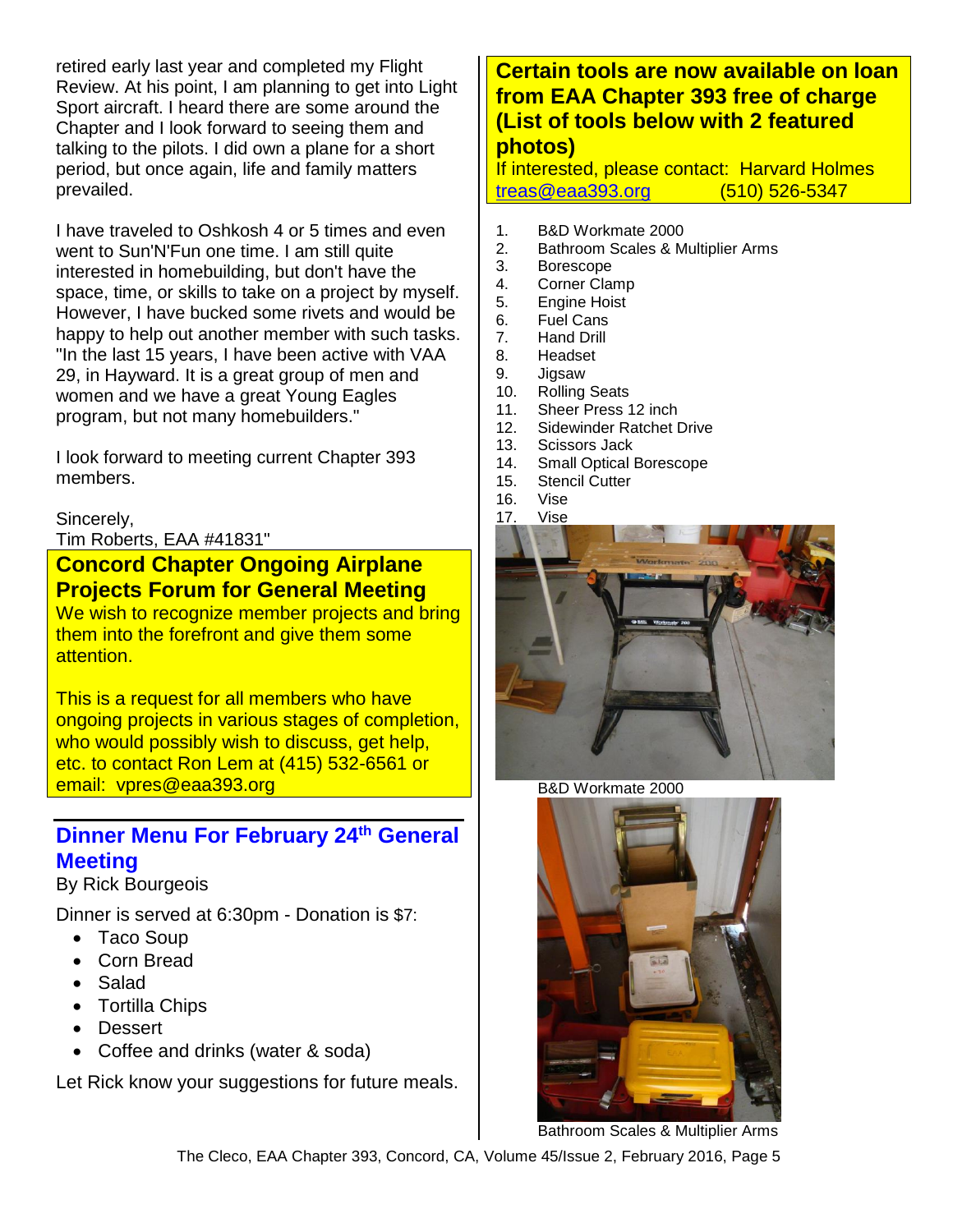retired early last year and completed my Flight Review. At his point, I am planning to get into Light Sport aircraft. I heard there are some around the Chapter and I look forward to seeing them and talking to the pilots. I did own a plane for a short period, but once again, life and family matters prevailed.

I have traveled to Oshkosh 4 or 5 times and even went to Sun'N'Fun one time. I am still quite interested in homebuilding, but don't have the space, time, or skills to take on a project by myself. However, I have bucked some rivets and would be happy to help out another member with such tasks. "In the last 15 years, I have been active with VAA 29, in Hayward. It is a great group of men and women and we have a great Young Eagles program, but not many homebuilders."

I look forward to meeting current Chapter 393 members.

Sincerely,
Tim Roberts, EAA #41831"

## Concord Chapter Ongoing Airplane Projects Forum for General Meeting

We wish to recognize member projects and bring them into the forefront and give them some attention.

This is a request for all members who have ongoing projects in various stages of completion, who would possibly wish to discuss, get help, etc. to contact Ron Lem at (415) 532-6561 or email: vpres@eaa393.org

## Dinner Menu For February 24th General Meeting

By Rick Bourgeois

Dinner is served at 6:30pm - Donation is $7:

- Taco Soup
- Corn Bread
- Salad
- Tortilla Chips
- Dessert
- Coffee and drinks (water & soda)

Let Rick know your suggestions for future meals.

## Certain tools are now available on loan from EAA Chapter 393 free of charge (List of tools below with 2 featured photos)

If interested, please contact: Harvard Holmes
treas@eaa393.org (510) 526-5347

1. B&D Workmate 2000
2. Bathroom Scales & Multiplier Arms
3. Borescope
4. Corner Clamp
5. Engine Hoist
6. Fuel Cans
7. Hand Drill
8. Headset
9. Jigsaw
10. Rolling Seats
11. Sheer Press 12 inch
12. Sidewinder Ratchet Drive
13. Scissors Jack
14. Small Optical Borescope
15. Stencil Cutter
16. Vise
17. Vise

B&D Workmate 2000

Bathroom Scales & Multiplier Arms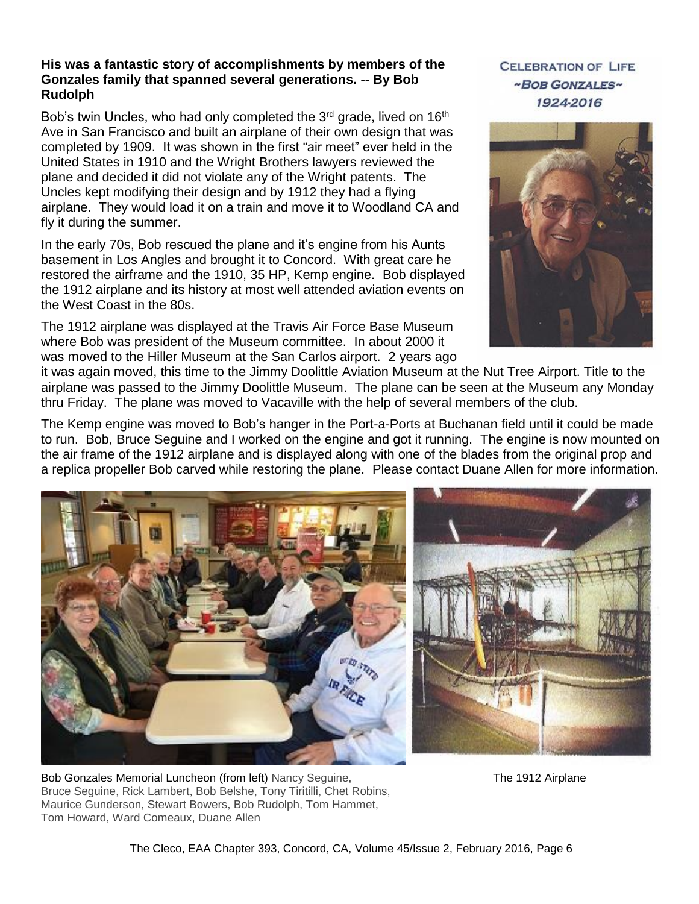**His was a fantastic story of accomplishments by members of the Gonzales family that spanned several generations. -- By Bob Rudolph**

CELEBRATION OF LIFE
~BOB GONZALES~
1924-2016

Bob's twin Uncles, who had only completed the 3rd grade, lived on 16th Ave in San Francisco and built an airplane of their own design that was completed by 1909. It was shown in the first "air meet" ever held in the United States in 1910 and the Wright Brothers lawyers reviewed the plane and decided it did not violate any of the Wright patents. The Uncles kept modifying their design and by 1912 they had a flying airplane. They would load it on a train and move it to Woodland CA and fly it during the summer.

In the early 70s, Bob rescued the plane and it's engine from his Aunts basement in Los Angles and brought it to Concord. With great care he restored the airframe and the 1910, 35 HP, Kemp engine. Bob displayed the 1912 airplane and its history at most well attended aviation events on the West Coast in the 80s.

The 1912 airplane was displayed at the Travis Air Force Base Museum where Bob was president of the Museum committee. In about 2000 it was moved to the Hiller Museum at the San Carlos airport. 2 years ago it was again moved, this time to the Jimmy Doolittle Aviation Museum at the Nut Tree Airport. Title to the airplane was passed to the Jimmy Doolittle Museum. The plane can be seen at the Museum any Monday thru Friday. The plane was moved to Vacaville with the help of several members of the club.

The Kemp engine was moved to Bob's hanger in the Port-a-Ports at Buchanan field until it could be made to run. Bob, Bruce Seguine and I worked on the engine and got it running. The engine is now mounted on the air frame of the 1912 airplane and is displayed along with one of the blades from the original prop and a replica propeller Bob carved while restoring the plane. Please contact Duane Allen for more information.

Bob Gonzales Memorial Luncheon (from left) Nancy Seguine, Bruce Seguine, Rick Lambert, Bob Belshe, Tony Tiritilli, Chet Robins, Maurice Gunderson, Stewart Bowers, Bob Rudolph, Tom Hammet, Tom Howard, Ward Comeaux, Duane Allen

The 1912 Airplane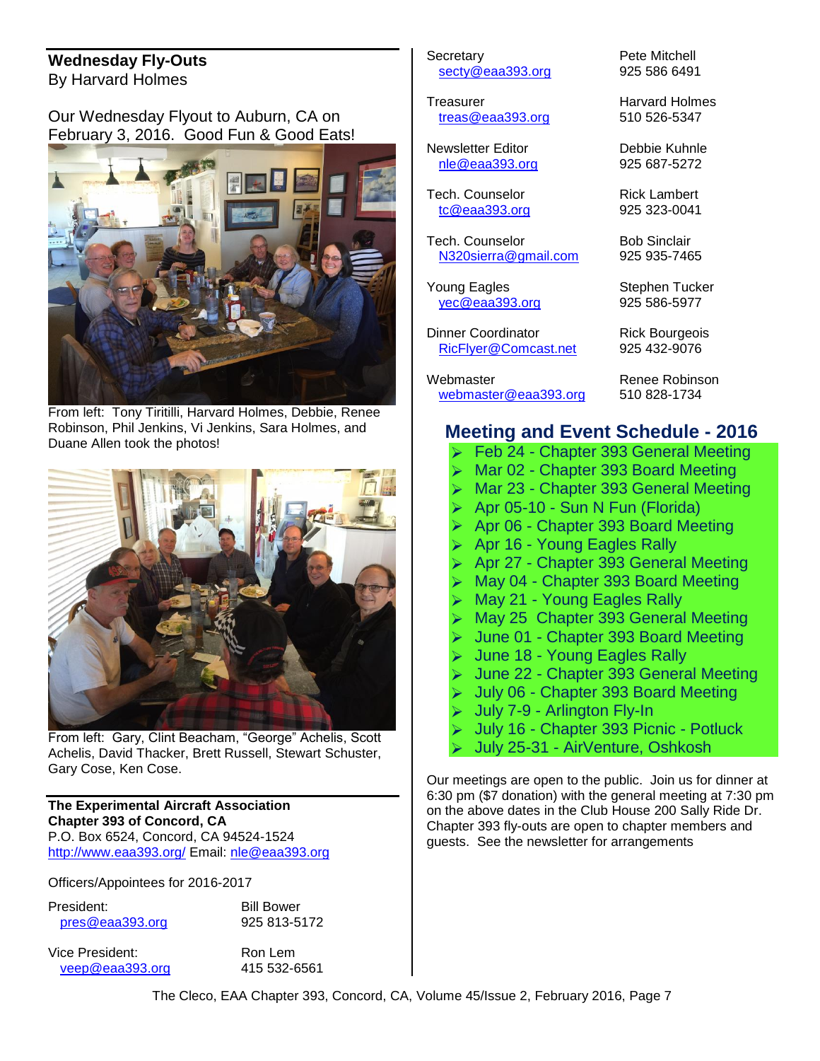## Wednesday Fly-Outs

By Harvard Holmes

Our Wednesday Flyout to Auburn, CA on February 3, 2016. Good Fun & Good Eats!

From left: Tony Tiritilli, Harvard Holmes, Debbie, Renee Robinson, Phil Jenkins, Vi Jenkins, Sara Holmes, and Duane Allen took the photos!

From left: Gary, Clint Beacham, "George" Achelis, Scott Achelis, David Thacker, Brett Russell, Stewart Schuster, Gary Cose, Ken Cose.

**The Experimental Aircraft Association**
**Chapter 393 of Concord, CA**
P.O. Box 6524, Concord, CA 94524-1524
http://www.eaa393.org/ Email: nle@eaa393.org

Officers/Appointees for 2016-2017

| | |
|---|---|
| President: pres@eaa393.org | Bill Bower 925 813-5172 |
| Vice President: veep@eaa393.org | Ron Lem 415 532-6561 |
| Secretary secty@eaa393.org | Pete Mitchell 925 586 6491 |
| Treasurer treas@eaa393.org | Harvard Holmes 510 526-5347 |
| Newsletter Editor nle@eaa393.org | Debbie Kuhnle 925 687-5272 |
| Tech. Counselor tc@eaa393.org | Rick Lambert 925 323-0041 |
| Tech. Counselor N320sierra@gmail.com | Bob Sinclair 925 935-7465 |
| Young Eagles yec@eaa393.org | Stephen Tucker 925 586-5977 |
| Dinner Coordinator RicFlyer@Comcast.net | Rick Bourgeois 925 432-9076 |
| Webmaster webmaster@eaa393.org | Renee Robinson 510 828-1734 |

## Meeting and Event Schedule - 2016

- Feb 24 - Chapter 393 General Meeting
- Mar 02 - Chapter 393 Board Meeting
- Mar 23 - Chapter 393 General Meeting
- Apr 05-10 - Sun N Fun (Florida)
- Apr 06 - Chapter 393 Board Meeting
- Apr 16 - Young Eagles Rally
- Apr 27 - Chapter 393 General Meeting
- May 04 - Chapter 393 Board Meeting
- May 21 - Young Eagles Rally
- May 25 Chapter 393 General Meeting
- June 01 - Chapter 393 Board Meeting
- June 18 - Young Eagles Rally
- June 22 - Chapter 393 General Meeting
- July 06 - Chapter 393 Board Meeting
- July 7-9 - Arlington Fly-In
- July 16 - Chapter 393 Picnic - Potluck
- July 25-31 - AirVenture, Oshkosh

Our meetings are open to the public. Join us for dinner at 6:30 pm ($7 donation) with the general meeting at 7:30 pm on the above dates in the Club House 200 Sally Ride Dr. Chapter 393 fly-outs are open to chapter members and guests. See the newsletter for arrangements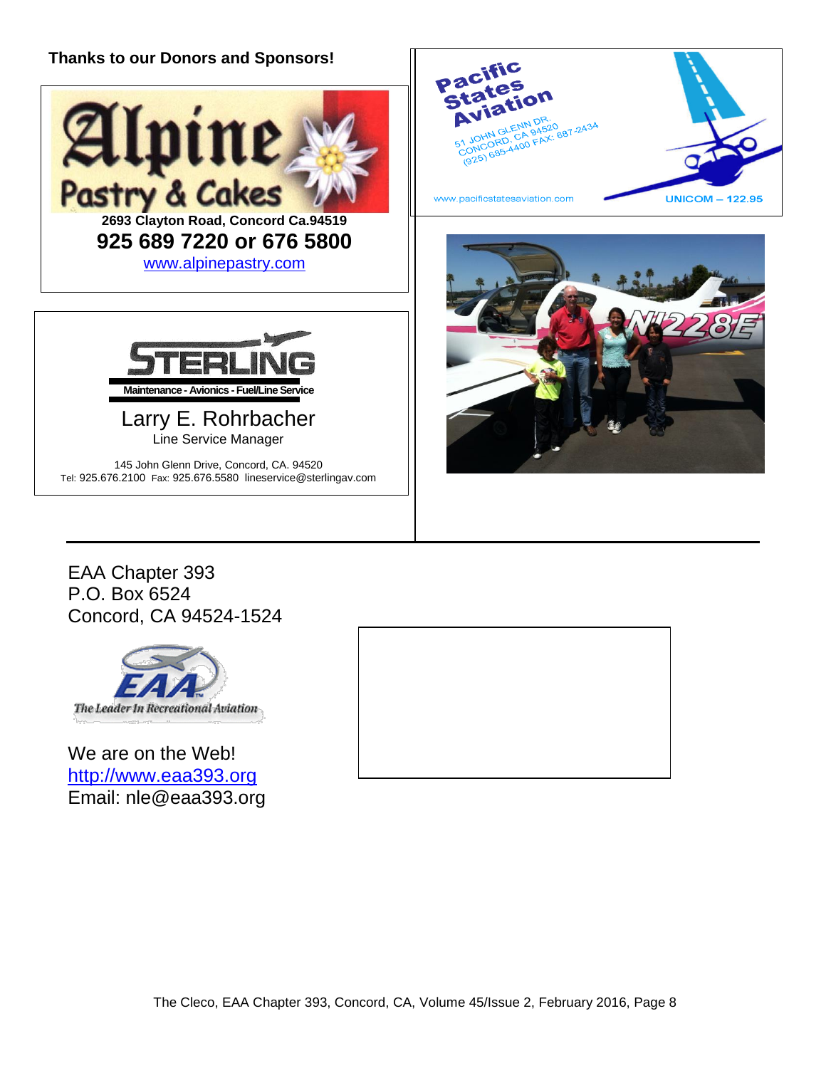**Thanks to our Donors and Sponsors!**

Alpine Pastry & Cakes

**2693 Clayton Road, Concord Ca.94519**

**925 689 7220 or 676 5800**

[www.alpinepastry.com](http://www.alpinepastry.com)

STERLING

Maintenance - Avionics - Fuel/Line Service

Larry E. Rohrbacher

Line Service Manager

145 John Glenn Drive, Concord, CA. 94520

Tel: 925.676.2100 Fax: 925.676.5580 lineservice@sterlingav.com

Pacific States Aviation

51 JOHN GLENN DR.
CONCORD, CA 94520
(925) 685-4400 FAX: 687-2434

www.pacificstatesaviation.com

UNICOM – 122.95

EAA Chapter 393
P.O. Box 6524
Concord, CA 94524-1524

EAA
The Leader In Recreational Aviation

We are on the Web!
[http://www.eaa393.org](http://www.eaa393.org)
Email: nle@eaa393.org